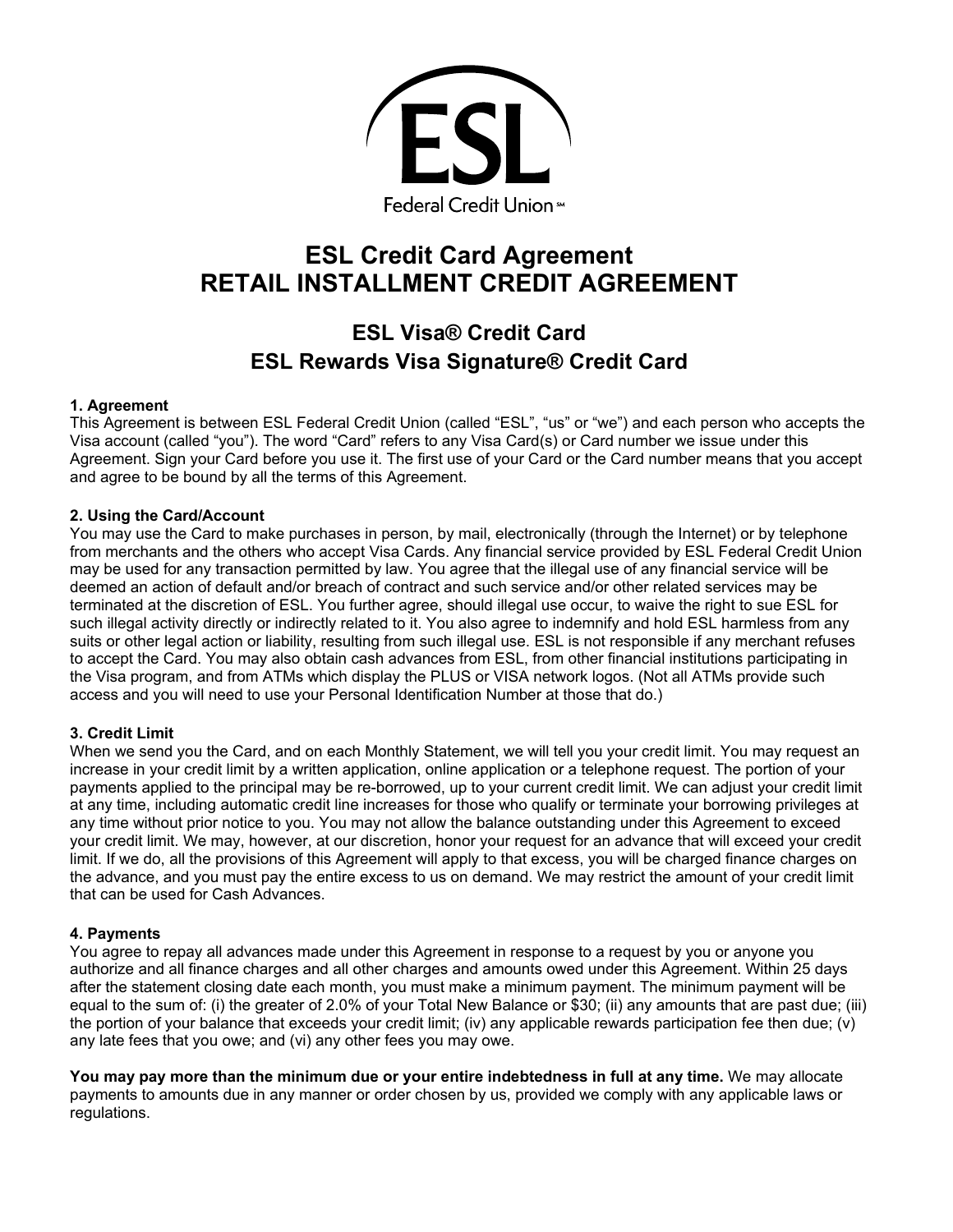ESL

Federal Credit Union℠

# ESL Credit Card Agreement
# RETAIL INSTALLMENT CREDIT AGREEMENT

## ESL Visa® Credit Card
## ESL Rewards Visa Signature® Credit Card

**1. Agreement**
This Agreement is between ESL Federal Credit Union (called "ESL", "us" or "we") and each person who accepts the Visa account (called "you"). The word "Card" refers to any Visa Card(s) or Card number we issue under this Agreement. Sign your Card before you use it. The first use of your Card or the Card number means that you accept and agree to be bound by all the terms of this Agreement.

**2. Using the Card/Account**
You may use the Card to make purchases in person, by mail, electronically (through the Internet) or by telephone from merchants and the others who accept Visa Cards. Any financial service provided by ESL Federal Credit Union may be used for any transaction permitted by law. You agree that the illegal use of any financial service will be deemed an action of default and/or breach of contract and such service and/or other related services may be terminated at the discretion of ESL. You further agree, should illegal use occur, to waive the right to sue ESL for such illegal activity directly or indirectly related to it. You also agree to indemnify and hold ESL harmless from any suits or other legal action or liability, resulting from such illegal use. ESL is not responsible if any merchant refuses to accept the Card. You may also obtain cash advances from ESL, from other financial institutions participating in the Visa program, and from ATMs which display the PLUS or VISA network logos. (Not all ATMs provide such access and you will need to use your Personal Identification Number at those that do.)

**3. Credit Limit**
When we send you the Card, and on each Monthly Statement, we will tell you your credit limit. You may request an increase in your credit limit by a written application, online application or a telephone request. The portion of your payments applied to the principal may be re-borrowed, up to your current credit limit. We can adjust your credit limit at any time, including automatic credit line increases for those who qualify or terminate your borrowing privileges at any time without prior notice to you. You may not allow the balance outstanding under this Agreement to exceed your credit limit. We may, however, at our discretion, honor your request for an advance that will exceed your credit limit. If we do, all the provisions of this Agreement will apply to that excess, you will be charged finance charges on the advance, and you must pay the entire excess to us on demand. We may restrict the amount of your credit limit that can be used for Cash Advances.

**4. Payments**
You agree to repay all advances made under this Agreement in response to a request by you or anyone you authorize and all finance charges and all other charges and amounts owed under this Agreement. Within 25 days after the statement closing date each month, you must make a minimum payment. The minimum payment will be equal to the sum of: (i) the greater of 2.0% of your Total New Balance or $30; (ii) any amounts that are past due; (iii) the portion of your balance that exceeds your credit limit; (iv) any applicable rewards participation fee then due; (v) any late fees that you owe; and (vi) any other fees you may owe.

**You may pay more than the minimum due or your entire indebtedness in full at any time.** We may allocate payments to amounts due in any manner or order chosen by us, provided we comply with any applicable laws or regulations.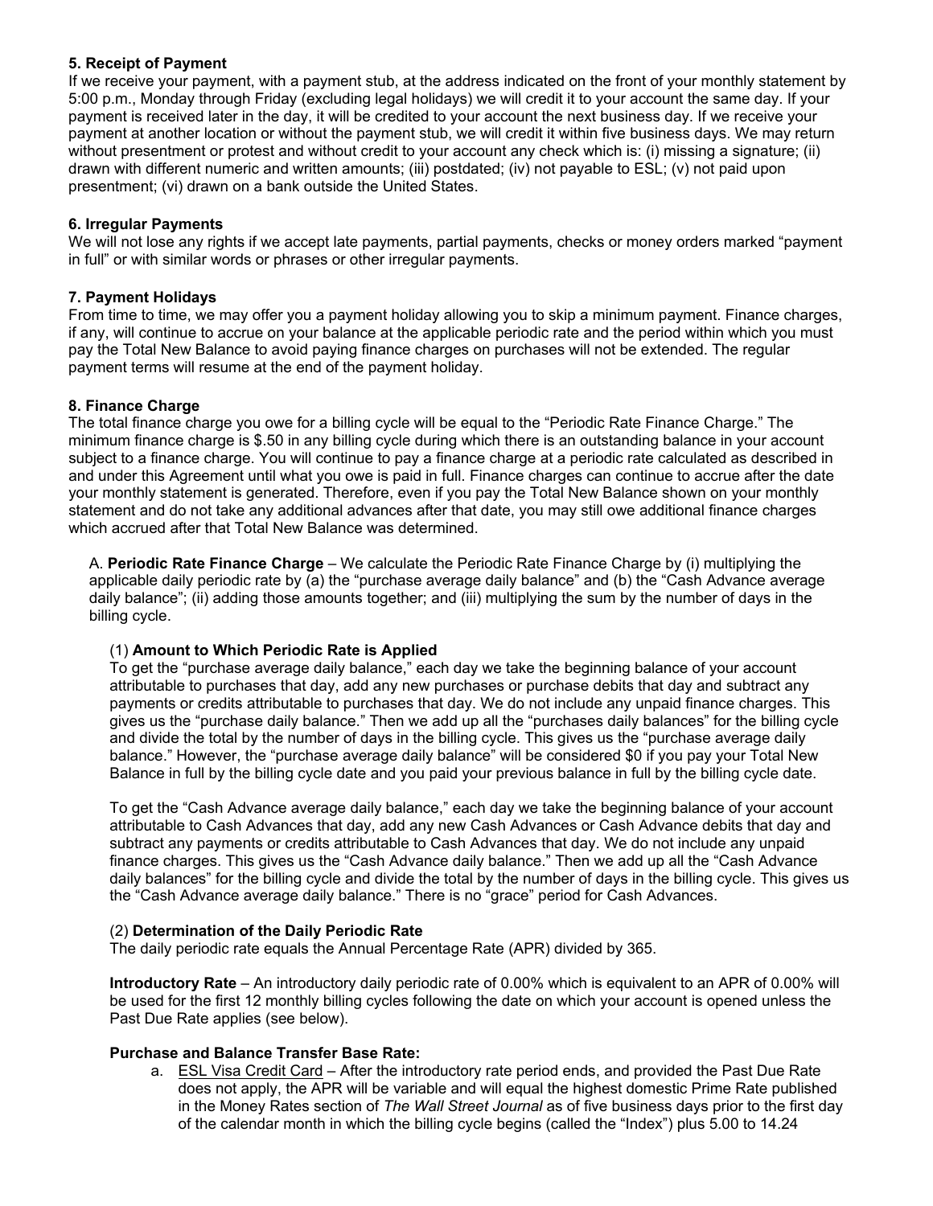**5. Receipt of Payment**

If we receive your payment, with a payment stub, at the address indicated on the front of your monthly statement by 5:00 p.m., Monday through Friday (excluding legal holidays) we will credit it to your account the same day. If your payment is received later in the day, it will be credited to your account the next business day. If we receive your payment at another location or without the payment stub, we will credit it within five business days. We may return without presentment or protest and without credit to your account any check which is: (i) missing a signature; (ii) drawn with different numeric and written amounts; (iii) postdated; (iv) not payable to ESL; (v) not paid upon presentment; (vi) drawn on a bank outside the United States.

**6. Irregular Payments**

We will not lose any rights if we accept late payments, partial payments, checks or money orders marked "payment in full" or with similar words or phrases or other irregular payments.

**7. Payment Holidays**

From time to time, we may offer you a payment holiday allowing you to skip a minimum payment. Finance charges, if any, will continue to accrue on your balance at the applicable periodic rate and the period within which you must pay the Total New Balance to avoid paying finance charges on purchases will not be extended. The regular payment terms will resume at the end of the payment holiday.

**8. Finance Charge**

The total finance charge you owe for a billing cycle will be equal to the "Periodic Rate Finance Charge." The minimum finance charge is $.50 in any billing cycle during which there is an outstanding balance in your account subject to a finance charge. You will continue to pay a finance charge at a periodic rate calculated as described in and under this Agreement until what you owe is paid in full. Finance charges can continue to accrue after the date your monthly statement is generated. Therefore, even if you pay the Total New Balance shown on your monthly statement and do not take any additional advances after that date, you may still owe additional finance charges which accrued after that Total New Balance was determined.

A. **Periodic Rate Finance Charge** – We calculate the Periodic Rate Finance Charge by (i) multiplying the applicable daily periodic rate by (a) the "purchase average daily balance" and (b) the "Cash Advance average daily balance"; (ii) adding those amounts together; and (iii) multiplying the sum by the number of days in the billing cycle.

(1) **Amount to Which Periodic Rate is Applied**

To get the "purchase average daily balance," each day we take the beginning balance of your account attributable to purchases that day, add any new purchases or purchase debits that day and subtract any payments or credits attributable to purchases that day. We do not include any unpaid finance charges. This gives us the "purchase daily balance." Then we add up all the "purchases daily balances" for the billing cycle and divide the total by the number of days in the billing cycle. This gives us the "purchase average daily balance." However, the "purchase average daily balance" will be considered $0 if you pay your Total New Balance in full by the billing cycle date and you paid your previous balance in full by the billing cycle date.

To get the "Cash Advance average daily balance," each day we take the beginning balance of your account attributable to Cash Advances that day, add any new Cash Advances or Cash Advance debits that day and subtract any payments or credits attributable to Cash Advances that day. We do not include any unpaid finance charges. This gives us the "Cash Advance daily balance." Then we add up all the "Cash Advance daily balances" for the billing cycle and divide the total by the number of days in the billing cycle. This gives us the "Cash Advance average daily balance." There is no "grace" period for Cash Advances.

(2) **Determination of the Daily Periodic Rate**

The daily periodic rate equals the Annual Percentage Rate (APR) divided by 365.

**Introductory Rate** – An introductory daily periodic rate of 0.00% which is equivalent to an APR of 0.00% will be used for the first 12 monthly billing cycles following the date on which your account is opened unless the Past Due Rate applies (see below).

**Purchase and Balance Transfer Base Rate:**

a. ESL Visa Credit Card – After the introductory rate period ends, and provided the Past Due Rate does not apply, the APR will be variable and will equal the highest domestic Prime Rate published in the Money Rates section of *The Wall Street Journal* as of five business days prior to the first day of the calendar month in which the billing cycle begins (called the "Index") plus 5.00 to 14.24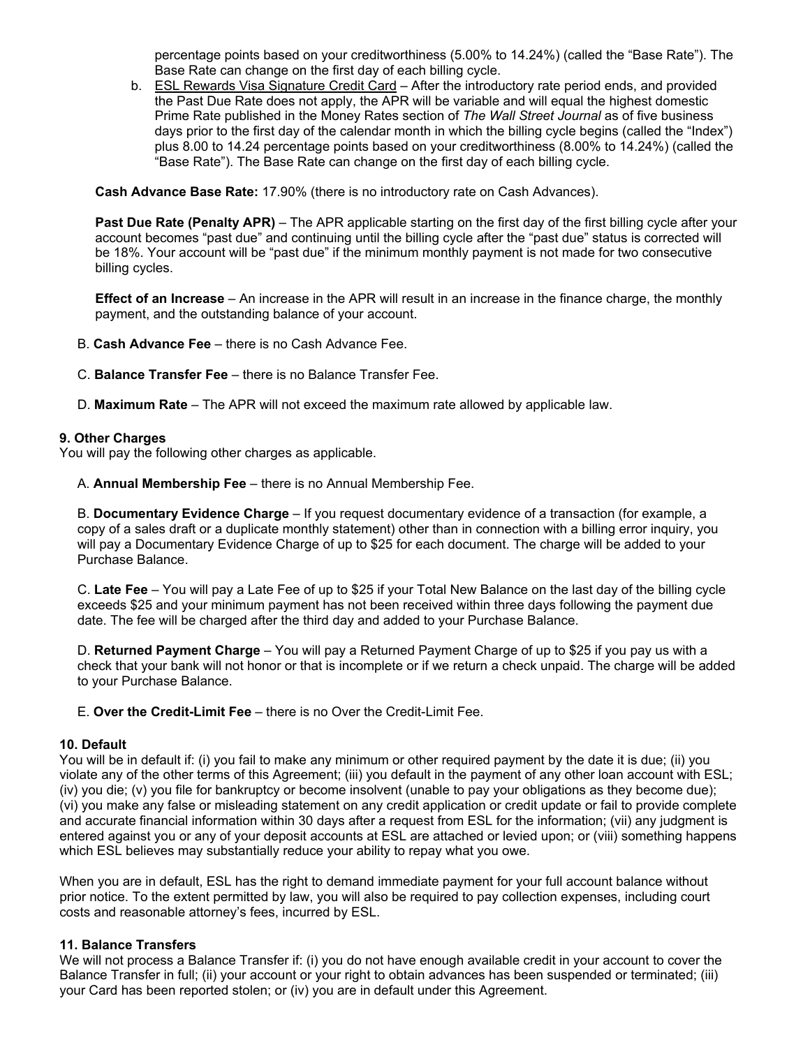percentage points based on your creditworthiness (5.00% to 14.24%) (called the "Base Rate"). The Base Rate can change on the first day of each billing cycle.

b. <u>ESL Rewards Visa Signature Credit Card</u> – After the introductory rate period ends, and provided the Past Due Rate does not apply, the APR will be variable and will equal the highest domestic Prime Rate published in the Money Rates section of *The Wall Street Journal* as of five business days prior to the first day of the calendar month in which the billing cycle begins (called the "Index") plus 8.00 to 14.24 percentage points based on your creditworthiness (8.00% to 14.24%) (called the "Base Rate"). The Base Rate can change on the first day of each billing cycle.

**Cash Advance Base Rate:** 17.90% (there is no introductory rate on Cash Advances).

**Past Due Rate (Penalty APR)** – The APR applicable starting on the first day of the first billing cycle after your account becomes "past due" and continuing until the billing cycle after the "past due" status is corrected will be 18%. Your account will be "past due" if the minimum monthly payment is not made for two consecutive billing cycles.

**Effect of an Increase** – An increase in the APR will result in an increase in the finance charge, the monthly payment, and the outstanding balance of your account.

B. **Cash Advance Fee** – there is no Cash Advance Fee.

C. **Balance Transfer Fee** – there is no Balance Transfer Fee.

D. **Maximum Rate** – The APR will not exceed the maximum rate allowed by applicable law.

### 9. Other Charges

You will pay the following other charges as applicable.

A. **Annual Membership Fee** – there is no Annual Membership Fee.

B. **Documentary Evidence Charge** – If you request documentary evidence of a transaction (for example, a copy of a sales draft or a duplicate monthly statement) other than in connection with a billing error inquiry, you will pay a Documentary Evidence Charge of up to $25 for each document. The charge will be added to your Purchase Balance.

C. **Late Fee** – You will pay a Late Fee of up to $25 if your Total New Balance on the last day of the billing cycle exceeds $25 and your minimum payment has not been received within three days following the payment due date. The fee will be charged after the third day and added to your Purchase Balance.

D. **Returned Payment Charge** – You will pay a Returned Payment Charge of up to $25 if you pay us with a check that your bank will not honor or that is incomplete or if we return a check unpaid. The charge will be added to your Purchase Balance.

E. **Over the Credit-Limit Fee** – there is no Over the Credit-Limit Fee.

### 10. Default

You will be in default if: (i) you fail to make any minimum or other required payment by the date it is due; (ii) you violate any of the other terms of this Agreement; (iii) you default in the payment of any other loan account with ESL; (iv) you die; (v) you file for bankruptcy or become insolvent (unable to pay your obligations as they become due); (vi) you make any false or misleading statement on any credit application or credit update or fail to provide complete and accurate financial information within 30 days after a request from ESL for the information; (vii) any judgment is entered against you or any of your deposit accounts at ESL are attached or levied upon; or (viii) something happens which ESL believes may substantially reduce your ability to repay what you owe.

When you are in default, ESL has the right to demand immediate payment for your full account balance without prior notice. To the extent permitted by law, you will also be required to pay collection expenses, including court costs and reasonable attorney's fees, incurred by ESL.

### 11. Balance Transfers

We will not process a Balance Transfer if: (i) you do not have enough available credit in your account to cover the Balance Transfer in full; (ii) your account or your right to obtain advances has been suspended or terminated; (iii) your Card has been reported stolen; or (iv) you are in default under this Agreement.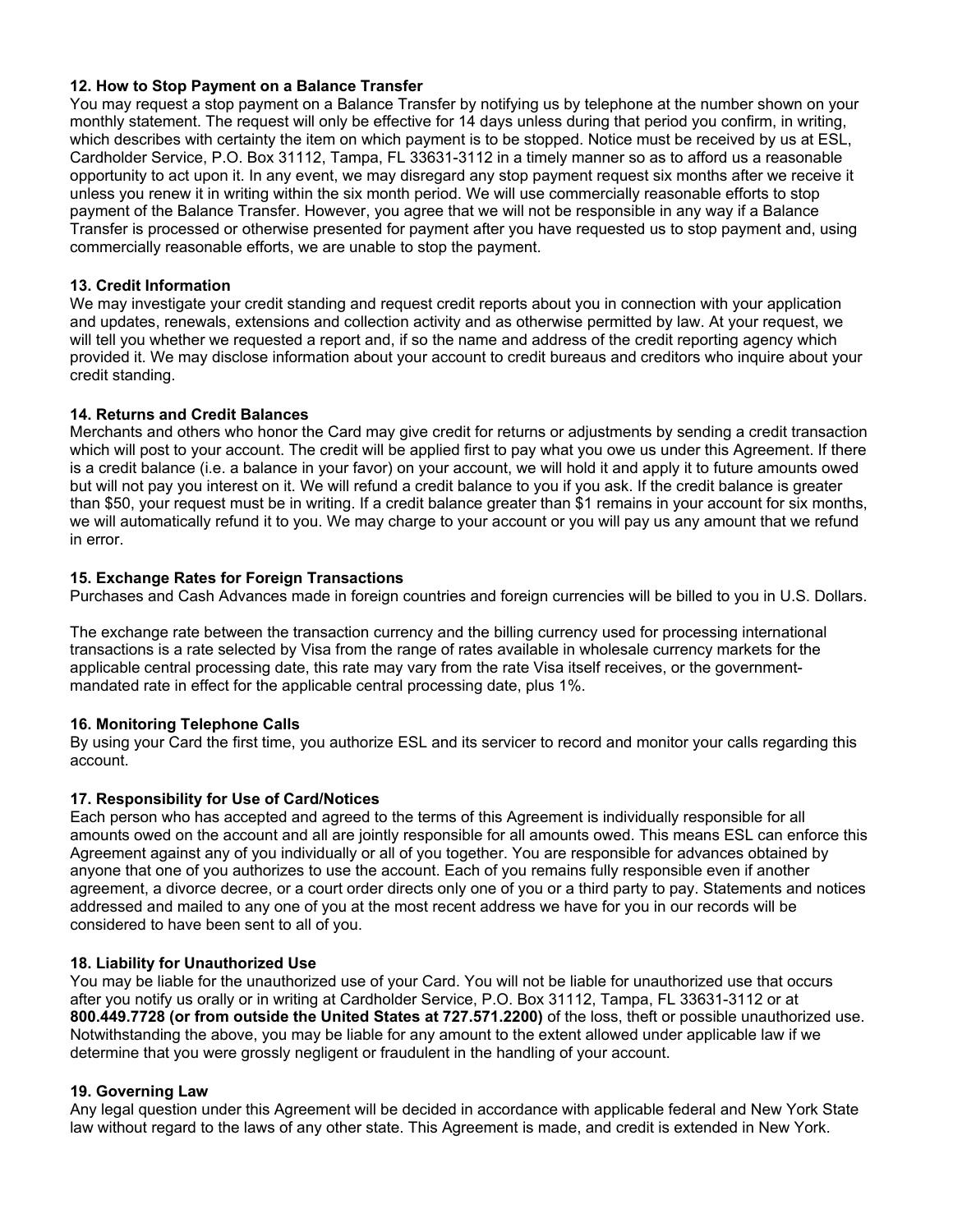**12. How to Stop Payment on a Balance Transfer**

You may request a stop payment on a Balance Transfer by notifying us by telephone at the number shown on your monthly statement. The request will only be effective for 14 days unless during that period you confirm, in writing, which describes with certainty the item on which payment is to be stopped. Notice must be received by us at ESL, Cardholder Service, P.O. Box 31112, Tampa, FL 33631-3112 in a timely manner so as to afford us a reasonable opportunity to act upon it. In any event, we may disregard any stop payment request six months after we receive it unless you renew it in writing within the six month period. We will use commercially reasonable efforts to stop payment of the Balance Transfer. However, you agree that we will not be responsible in any way if a Balance Transfer is processed or otherwise presented for payment after you have requested us to stop payment and, using commercially reasonable efforts, we are unable to stop the payment.

**13. Credit Information**

We may investigate your credit standing and request credit reports about you in connection with your application and updates, renewals, extensions and collection activity and as otherwise permitted by law. At your request, we will tell you whether we requested a report and, if so the name and address of the credit reporting agency which provided it. We may disclose information about your account to credit bureaus and creditors who inquire about your credit standing.

**14. Returns and Credit Balances**

Merchants and others who honor the Card may give credit for returns or adjustments by sending a credit transaction which will post to your account. The credit will be applied first to pay what you owe us under this Agreement. If there is a credit balance (i.e. a balance in your favor) on your account, we will hold it and apply it to future amounts owed but will not pay you interest on it. We will refund a credit balance to you if you ask. If the credit balance is greater than $50, your request must be in writing. If a credit balance greater than $1 remains in your account for six months, we will automatically refund it to you. We may charge to your account or you will pay us any amount that we refund in error.

**15. Exchange Rates for Foreign Transactions**

Purchases and Cash Advances made in foreign countries and foreign currencies will be billed to you in U.S. Dollars.

The exchange rate between the transaction currency and the billing currency used for processing international transactions is a rate selected by Visa from the range of rates available in wholesale currency markets for the applicable central processing date, this rate may vary from the rate Visa itself receives, or the government-mandated rate in effect for the applicable central processing date, plus 1%.

**16. Monitoring Telephone Calls**

By using your Card the first time, you authorize ESL and its servicer to record and monitor your calls regarding this account.

**17. Responsibility for Use of Card/Notices**

Each person who has accepted and agreed to the terms of this Agreement is individually responsible for all amounts owed on the account and all are jointly responsible for all amounts owed. This means ESL can enforce this Agreement against any of you individually or all of you together. You are responsible for advances obtained by anyone that one of you authorizes to use the account. Each of you remains fully responsible even if another agreement, a divorce decree, or a court order directs only one of you or a third party to pay. Statements and notices addressed and mailed to any one of you at the most recent address we have for you in our records will be considered to have been sent to all of you.

**18. Liability for Unauthorized Use**

You may be liable for the unauthorized use of your Card. You will not be liable for unauthorized use that occurs after you notify us orally or in writing at Cardholder Service, P.O. Box 31112, Tampa, FL 33631-3112 or at **800.449.7728 (or from outside the United States at 727.571.2200)** of the loss, theft or possible unauthorized use. Notwithstanding the above, you may be liable for any amount to the extent allowed under applicable law if we determine that you were grossly negligent or fraudulent in the handling of your account.

**19. Governing Law**

Any legal question under this Agreement will be decided in accordance with applicable federal and New York State law without regard to the laws of any other state. This Agreement is made, and credit is extended in New York.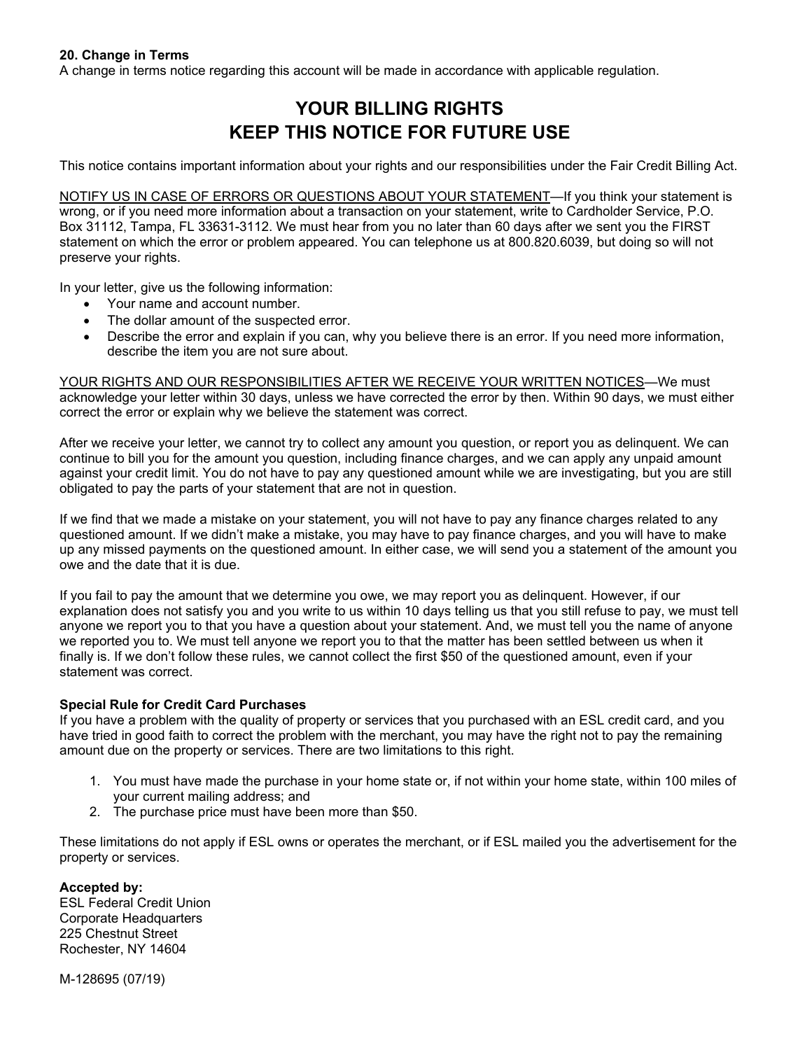**20. Change in Terms**

A change in terms notice regarding this account will be made in accordance with applicable regulation.

## YOUR BILLING RIGHTS
## KEEP THIS NOTICE FOR FUTURE USE

This notice contains important information about your rights and our responsibilities under the Fair Credit Billing Act.

<u>NOTIFY US IN CASE OF ERRORS OR QUESTIONS ABOUT YOUR STATEMENT</u>—If you think your statement is wrong, or if you need more information about a transaction on your statement, write to Cardholder Service, P.O. Box 31112, Tampa, FL 33631-3112. We must hear from you no later than 60 days after we sent you the FIRST statement on which the error or problem appeared. You can telephone us at 800.820.6039, but doing so will not preserve your rights.

In your letter, give us the following information:

- Your name and account number.
- The dollar amount of the suspected error.
- Describe the error and explain if you can, why you believe there is an error. If you need more information, describe the item you are not sure about.

<u>YOUR RIGHTS AND OUR RESPONSIBILITIES AFTER WE RECEIVE YOUR WRITTEN NOTICES</u>—We must acknowledge your letter within 30 days, unless we have corrected the error by then. Within 90 days, we must either correct the error or explain why we believe the statement was correct.

After we receive your letter, we cannot try to collect any amount you question, or report you as delinquent. We can continue to bill you for the amount you question, including finance charges, and we can apply any unpaid amount against your credit limit. You do not have to pay any questioned amount while we are investigating, but you are still obligated to pay the parts of your statement that are not in question.

If we find that we made a mistake on your statement, you will not have to pay any finance charges related to any questioned amount. If we didn't make a mistake, you may have to pay finance charges, and you will have to make up any missed payments on the questioned amount. In either case, we will send you a statement of the amount you owe and the date that it is due.

If you fail to pay the amount that we determine you owe, we may report you as delinquent. However, if our explanation does not satisfy you and you write to us within 10 days telling us that you still refuse to pay, we must tell anyone we report you to that you have a question about your statement. And, we must tell you the name of anyone we reported you to. We must tell anyone we report you to that the matter has been settled between us when it finally is. If we don't follow these rules, we cannot collect the first $50 of the questioned amount, even if your statement was correct.

**Special Rule for Credit Card Purchases**

If you have a problem with the quality of property or services that you purchased with an ESL credit card, and you have tried in good faith to correct the problem with the merchant, you may have the right not to pay the remaining amount due on the property or services. There are two limitations to this right.

1. You must have made the purchase in your home state or, if not within your home state, within 100 miles of your current mailing address; and
2. The purchase price must have been more than $50.

These limitations do not apply if ESL owns or operates the merchant, or if ESL mailed you the advertisement for the property or services.

**Accepted by:**
ESL Federal Credit Union
Corporate Headquarters
225 Chestnut Street
Rochester, NY 14604

M-128695 (07/19)